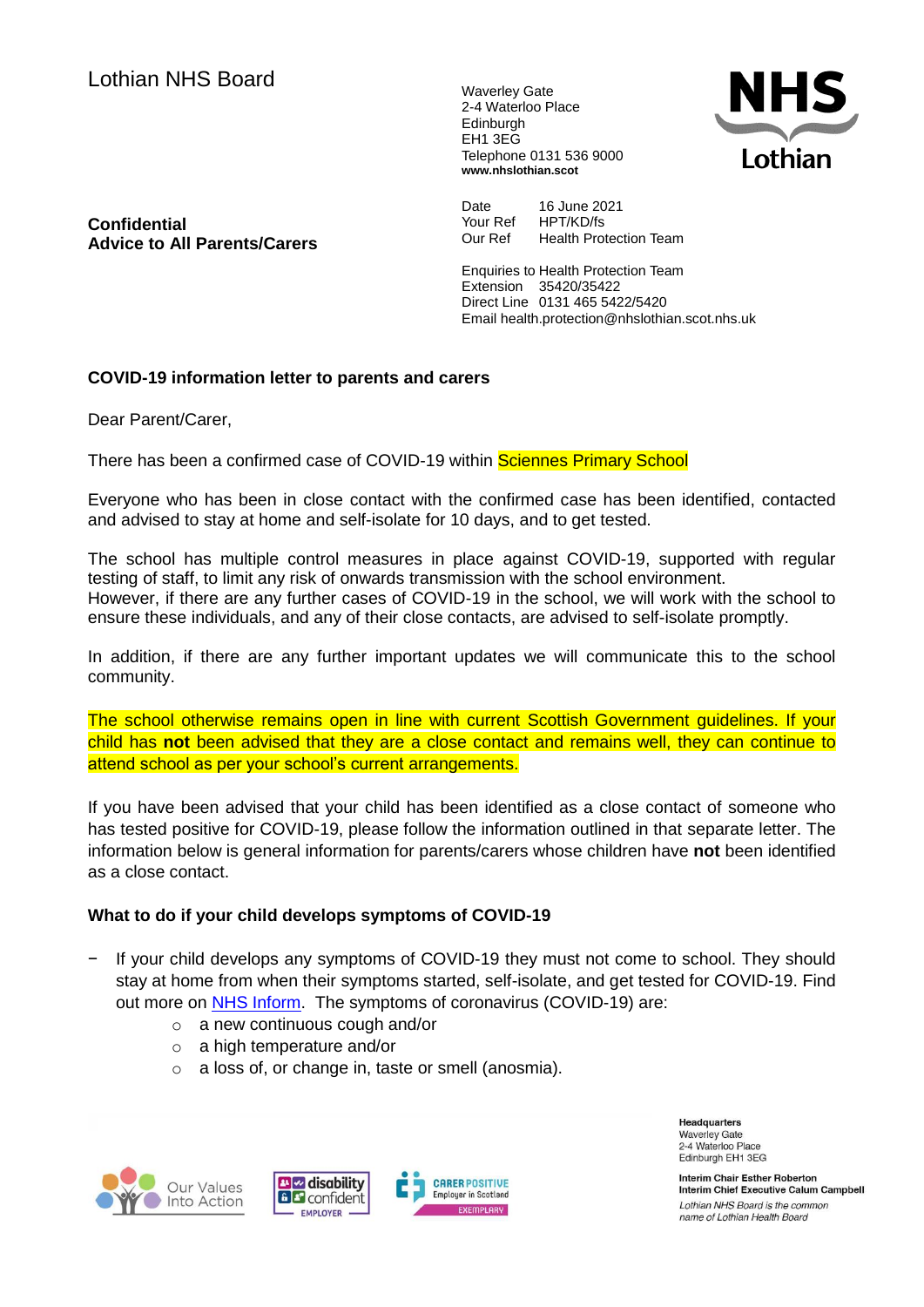Lothian NHS Board

Waverley Gate
2-4 Waterloo Place
Edinburgh
EH1 3EG
Telephone 0131 536 9000
**www.nhslothian.scot**

**Confidential**
**Advice to All Parents/Carers**

Date 16 June 2021
Your Ref HPT/KD/fs
Our Ref Health Protection Team

Enquiries to Health Protection Team
Extension 35420/35422
Direct Line 0131 465 5422/5420
Email health.protection@nhslothian.scot.nhs.uk

**COVID-19 information letter to parents and carers**

Dear Parent/Carer,

There has been a confirmed case of COVID-19 within Sciennes Primary School

Everyone who has been in close contact with the confirmed case has been identified, contacted and advised to stay at home and self-isolate for 10 days, and to get tested.

The school has multiple control measures in place against COVID-19, supported with regular testing of staff, to limit any risk of onwards transmission with the school environment.
However, if there are any further cases of COVID-19 in the school, we will work with the school to ensure these individuals, and any of their close contacts, are advised to self-isolate promptly.

In addition, if there are any further important updates we will communicate this to the school community.

The school otherwise remains open in line with current Scottish Government guidelines. If your child has **not** been advised that they are a close contact and remains well, they can continue to attend school as per your school's current arrangements.

If you have been advised that your child has been identified as a close contact of someone who has tested positive for COVID-19, please follow the information outlined in that separate letter. The information below is general information for parents/carers whose children have **not** been identified as a close contact.

**What to do if your child develops symptoms of COVID-19**

- If your child develops any symptoms of COVID-19 they must not come to school. They should stay at home from when their symptoms started, self-isolate, and get tested for COVID-19. Find out more on NHS Inform. The symptoms of coronavirus (COVID-19) are:
  - a new continuous cough and/or
  - a high temperature and/or
  - a loss of, or change in, taste or smell (anosmia).

**Headquarters**
Waverley Gate
2-4 Waterloo Place
Edinburgh EH1 3EG

**Interim Chair Esther Roberton**
**Interim Chief Executive Calum Campbell**
*Lothian NHS Board is the common name of Lothian Health Board*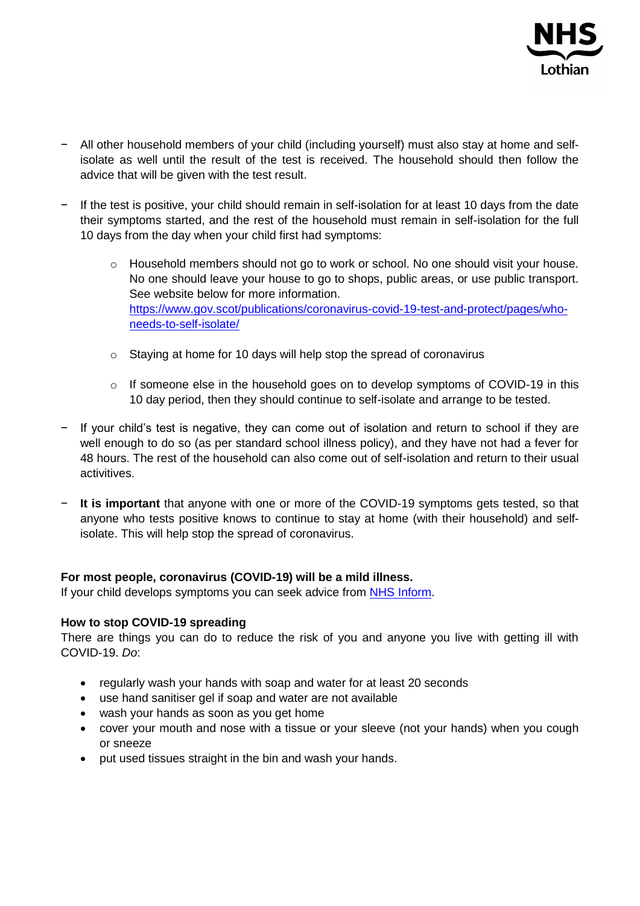- All other household members of your child (including yourself) must also stay at home and self-isolate as well until the result of the test is received. The household should then follow the advice that will be given with the test result.

- If the test is positive, your child should remain in self-isolation for at least 10 days from the date their symptoms started, and the rest of the household must remain in self-isolation for the full 10 days from the day when your child first had symptoms:

  - Household members should not go to work or school. No one should visit your house. No one should leave your house to go to shops, public areas, or use public transport. See website below for more information. [https://www.gov.scot/publications/coronavirus-covid-19-test-and-protect/pages/who-needs-to-self-isolate/](https://www.gov.scot/publications/coronavirus-covid-19-test-and-protect/pages/who-needs-to-self-isolate/)

  - Staying at home for 10 days will help stop the spread of coronavirus

  - If someone else in the household goes on to develop symptoms of COVID-19 in this 10 day period, then they should continue to self-isolate and arrange to be tested.

- If your child's test is negative, they can come out of isolation and return to school if they are well enough to do so (as per standard school illness policy), and they have not had a fever for 48 hours. The rest of the household can also come out of self-isolation and return to their usual activitives.

- **It is important** that anyone with one or more of the COVID-19 symptoms gets tested, so that anyone who tests positive knows to continue to stay at home (with their household) and self-isolate. This will help stop the spread of coronavirus.

**For most people, coronavirus (COVID-19) will be a mild illness.**
If your child develops symptoms you can seek advice from [NHS Inform](NHS Inform).

**How to stop COVID-19 spreading**
There are things you can do to reduce the risk of you and anyone you live with getting ill with COVID-19. *Do*:

- regularly wash your hands with soap and water for at least 20 seconds
- use hand sanitiser gel if soap and water are not available
- wash your hands as soon as you get home
- cover your mouth and nose with a tissue or your sleeve (not your hands) when you cough or sneeze
- put used tissues straight in the bin and wash your hands.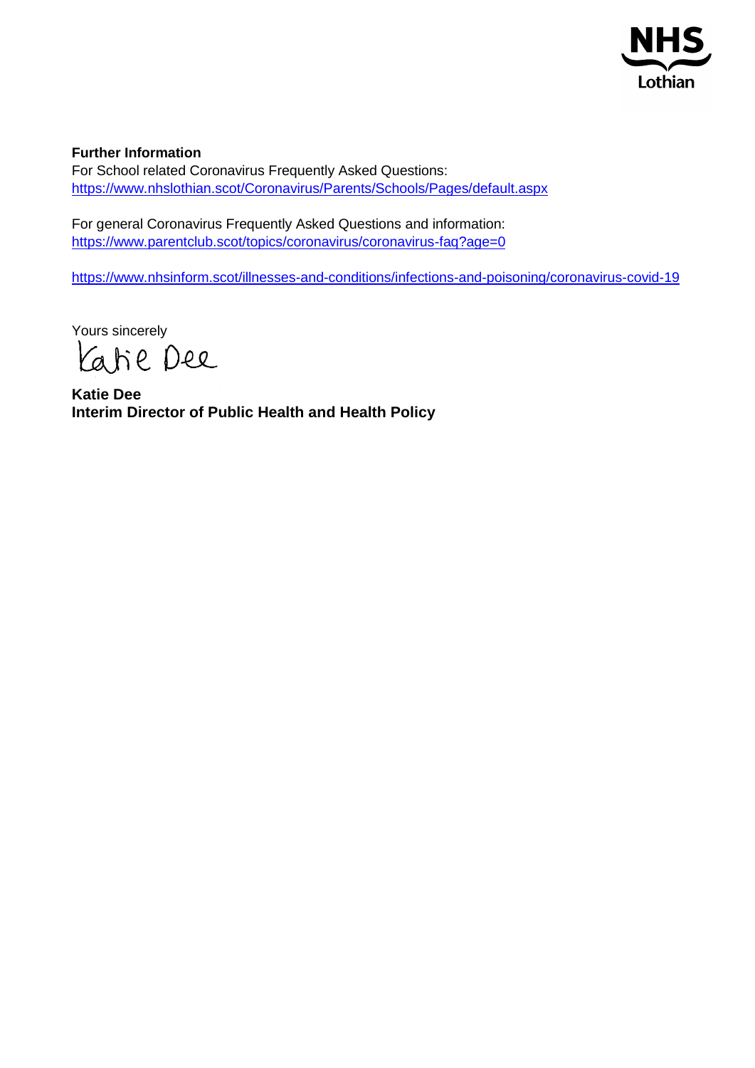**Further Information**

For School related Coronavirus Frequently Asked Questions:
https://www.nhslothian.scot/Coronavirus/Parents/Schools/Pages/default.aspx

For general Coronavirus Frequently Asked Questions and information:
https://www.parentclub.scot/topics/coronavirus/coronavirus-faq?age=0

https://www.nhsinform.scot/illnesses-and-conditions/infections-and-poisoning/coronavirus-covid-19

Yours sincerely

Katie Dee

**Katie Dee**
**Interim Director of Public Health and Health Policy**